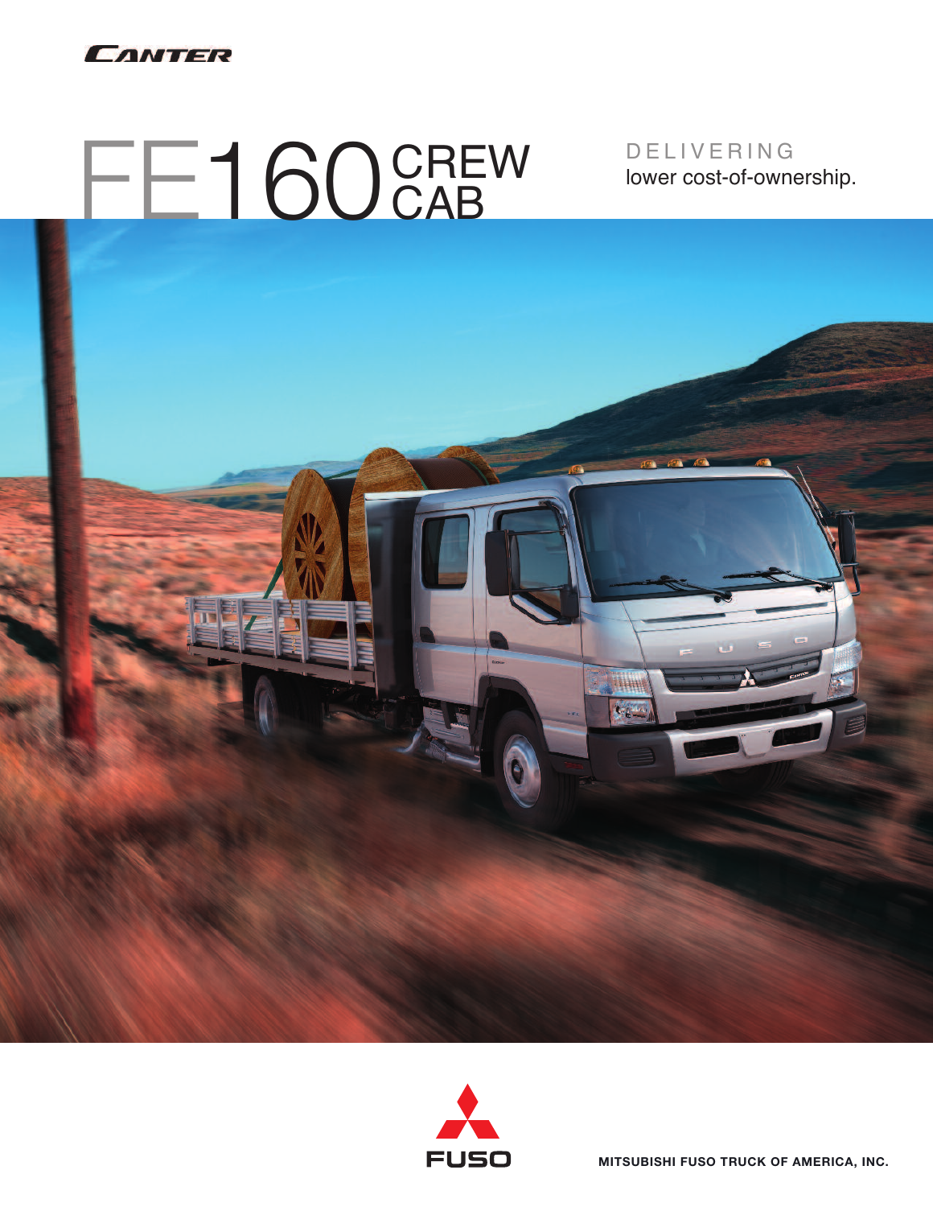CANTER

# FE160 CREW CAB

DELIVERING
lower cost-of-ownership.

FUSO

**MITSUBISHI FUSO TRUCK OF AMERICA, INC.**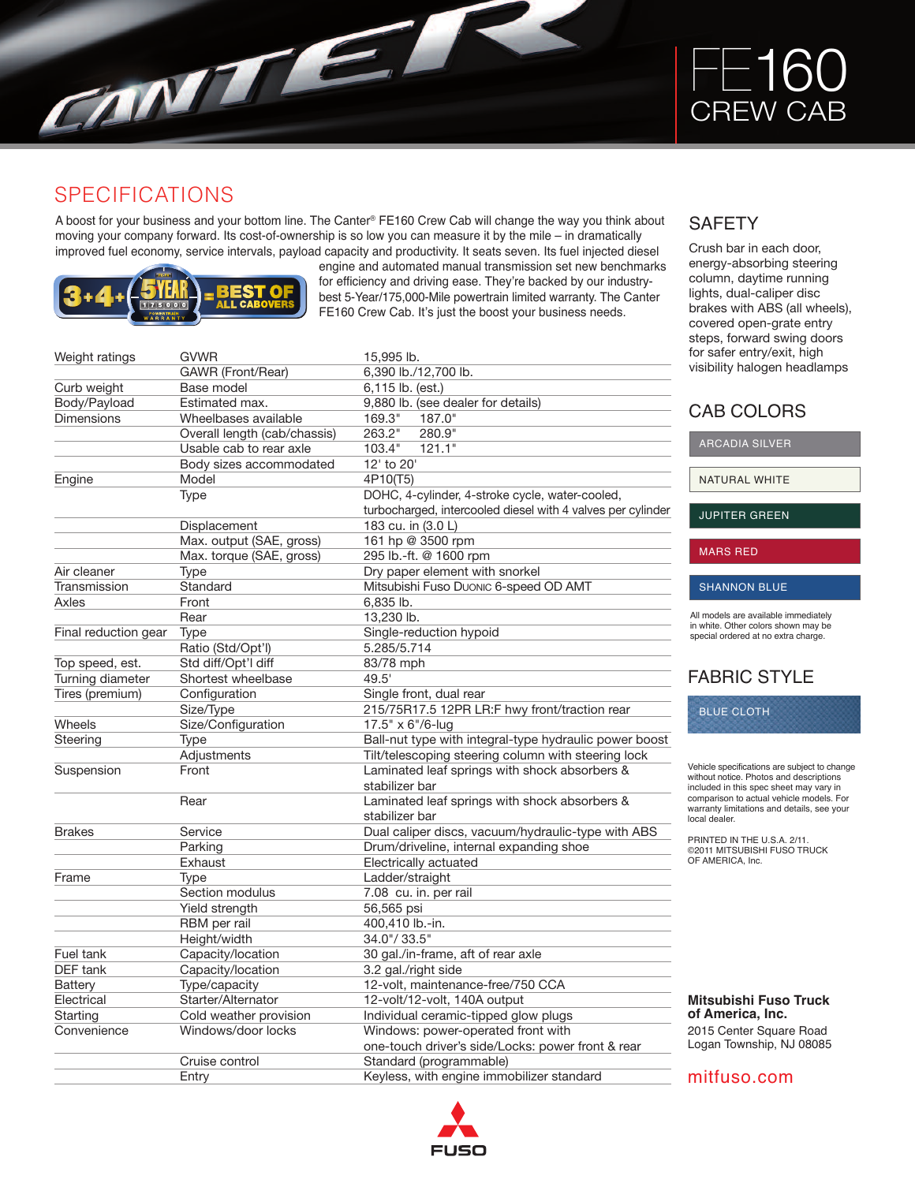# FE160 CREW CAB

## SPECIFICATIONS

A boost for your business and your bottom line. The Canter® FE160 Crew Cab will change the way you think about moving your company forward. Its cost-of-ownership is so low you can measure it by the mile – in dramatically improved fuel economy, service intervals, payload capacity and productivity. It seats seven. Its fuel injected diesel engine and automated manual transmission set new benchmarks for efficiency and driving ease. They're backed by our industry-best 5-Year/175,000-Mile powertrain limited warranty. The Canter FE160 Crew Cab. It's just the boost your business needs.

3+4+5 YEAR 175000 POWERTRAIN WARRANTY = BEST OF ALL CABOVERS

| | | |
|---|---|---|
| Weight ratings | GVWR | 15,995 lb. |
| | GAWR (Front/Rear) | 6,390 lb./12,700 lb. |
| Curb weight | Base model | 6,115 lb. (est.) |
| Body/Payload | Estimated max. | 9,880 lb. (see dealer for details) |
| Dimensions | Wheelbases available | 169.3" 187.0" |
| | Overall length (cab/chassis) | 263.2" 280.9" |
| | Usable cab to rear axle | 103.4" 121.1" |
| | Body sizes accommodated | 12' to 20' |
| Engine | Model | 4P10(T5) |
| | Type | DOHC, 4-cylinder, 4-stroke cycle, water-cooled, turbocharged, intercooled diesel with 4 valves per cylinder |
| | Displacement | 183 cu. in (3.0 L) |
| | Max. output (SAE, gross) | 161 hp @ 3500 rpm |
| | Max. torque (SAE, gross) | 295 lb.-ft. @ 1600 rpm |
| Air cleaner | Type | Dry paper element with snorkel |
| Transmission | Standard | Mitsubishi Fuso Duonic 6-speed OD AMT |
| Axles | Front | 6,835 lb. |
| | Rear | 13,230 lb. |
| Final reduction gear | Type | Single-reduction hypoid |
| | Ratio (Std/Opt'l) | 5.285/5.714 |
| Top speed, est. | Std diff/Opt'l diff | 83/78 mph |
| Turning diameter | Shortest wheelbase | 49.5' |
| Tires (premium) | Configuration | Single front, dual rear |
| | Size/Type | 215/75R17.5 12PR LR:F hwy front/traction rear |
| Wheels | Size/Configuration | 17.5" x 6"/6-lug |
| Steering | Type | Ball-nut type with integral-type hydraulic power boost |
| | Adjustments | Tilt/telescoping steering column with steering lock |
| Suspension | Front | Laminated leaf springs with shock absorbers & stabilizer bar |
| | Rear | Laminated leaf springs with shock absorbers & stabilizer bar |
| Brakes | Service | Dual caliper discs, vacuum/hydraulic-type with ABS |
| | Parking | Drum/driveline, internal expanding shoe |
| | Exhaust | Electrically actuated |
| Frame | Type | Ladder/straight |
| | Section modulus | 7.08 cu. in. per rail |
| | Yield strength | 56,565 psi |
| | RBM per rail | 400,410 lb.-in. |
| | Height/width | 34.0"/ 33.5" |
| Fuel tank | Capacity/location | 30 gal./in-frame, aft of rear axle |
| DEF tank | Capacity/location | 3.2 gal./right side |
| Battery | Type/capacity | 12-volt, maintenance-free/750 CCA |
| Electrical | Starter/Alternator | 12-volt/12-volt, 140A output |
| Starting | Cold weather provision | Individual ceramic-tipped glow plugs |
| Convenience | Windows/door locks | Windows: power-operated front with one-touch driver's side/Locks: power front & rear |
| | Cruise control | Standard (programmable) |
| | Entry | Keyless, with engine immobilizer standard |

## SAFETY

Crush bar in each door, energy-absorbing steering column, daytime running lights, dual-caliper disc brakes with ABS (all wheels), covered open-grate entry steps, forward swing doors for safer entry/exit, high visibility halogen headlamps

## CAB COLORS

- ARCADIA SILVER
- NATURAL WHITE
- JUPITER GREEN
- MARS RED
- SHANNON BLUE

All models are available immediately in white. Other colors shown may be special ordered at no extra charge.

## FABRIC STYLE

- BLUE CLOTH

Vehicle specifications are subject to change without notice. Photos and descriptions included in this spec sheet may vary in comparison to actual vehicle models. For warranty limitations and details, see your local dealer.

PRINTED IN THE U.S.A. 2/11.
©2011 MITSUBISHI FUSO TRUCK OF AMERICA, Inc.

**Mitsubishi Fuso Truck of America, Inc.**
2015 Center Square Road
Logan Township, NJ 08085

mitfuso.com

FUSO